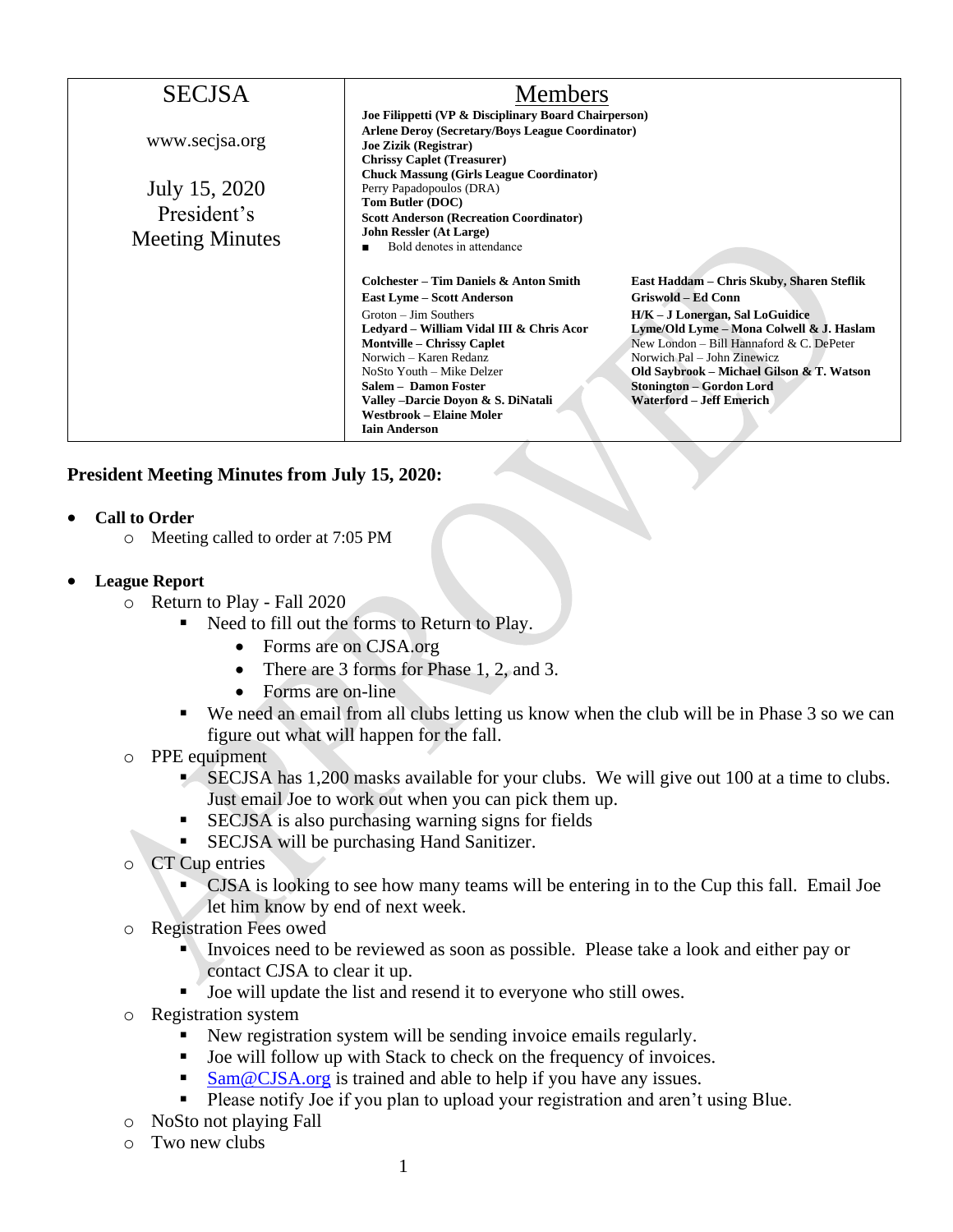| SECJSA | Members |
|---|---|
| www.secjsa.org<br><br>July 15, 2020<br>President's<br>Meeting Minutes | **Joe Filippetti (VP & Disciplinary Board Chairperson)**<br>**Arlene Deroy (Secretary/Boys League Coordinator)**<br>**Joe Zizik (Registrar)**<br>**Chrissy Caplet (Treasurer)**<br>**Chuck Massung (Girls League Coordinator)**<br>Perry Papadopoulos (DRA)<br>**Tom Butler (DOC)**<br>**Scott Anderson (Recreation Coordinator)**<br>**John Ressler (At Large)**<br>■ Bold denotes in attendance<br><br>**Colchester – Tim Daniels & Anton Smith**<br>**East Lyme – Scott Anderson**<br>Groton – Jim Southers<br>**Ledyard – William Vidal III & Chris Acor**<br>**Montville – Chrissy Caplet**<br>Norwich – Karen Redanz<br>NoSto Youth – Mike Delzer<br>**Salem – Damon Foster**<br>**Valley –Darcie Doyon & S. DiNatali**<br>**Westbrook – Elaine Moler**<br>**Iain Anderson**<br>**East Haddam – Chris Skuby, Sharen Steflik**<br>**Griswold – Ed Conn**<br>**H/K – J Lonergan, Sal LoGuidice**<br>**Lyme/Old Lyme – Mona Colwell & J. Haslam**<br>New London – Bill Hannaford & C. DePeter<br>Norwich Pal – John Zinewicz<br>**Old Saybrook – Michael Gilson & T. Watson**<br>**Stonington – Gordon Lord**<br>**Waterford – Jeff Emerich** |

**President Meeting Minutes from July 15, 2020:**

- **Call to Order**
  - Meeting called to order at 7:05 PM

- **League Report**
  - Return to Play - Fall 2020
    - Need to fill out the forms to Return to Play.
      - Forms are on CJSA.org
      - There are 3 forms for Phase 1, 2, and 3.
      - Forms are on-line
    - We need an email from all clubs letting us know when the club will be in Phase 3 so we can figure out what will happen for the fall.
  - PPE equipment
    - SECJSA has 1,200 masks available for your clubs. We will give out 100 at a time to clubs. Just email Joe to work out when you can pick them up.
    - SECJSA is also purchasing warning signs for fields
    - SECJSA will be purchasing Hand Sanitizer.
  - CT Cup entries
    - CJSA is looking to see how many teams will be entering in to the Cup this fall. Email Joe let him know by end of next week.
  - Registration Fees owed
    - Invoices need to be reviewed as soon as possible. Please take a look and either pay or contact CJSA to clear it up.
    - Joe will update the list and resend it to everyone who still owes.
  - Registration system
    - New registration system will be sending invoice emails regularly.
    - Joe will follow up with Stack to check on the frequency of invoices.
    - Sam@CJSA.org is trained and able to help if you have any issues.
    - Please notify Joe if you plan to upload your registration and aren't using Blue.
  - NoSto not playing Fall
  - Two new clubs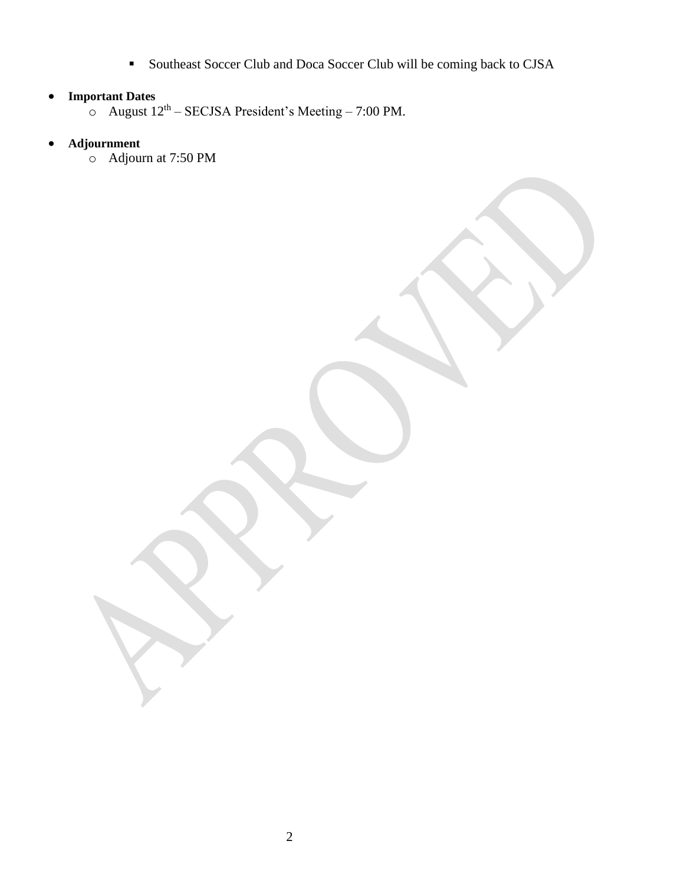- Southeast Soccer Club and Doca Soccer Club will be coming back to CJSA

- **Important Dates**
  - August 12th – SECJSA President's Meeting – 7:00 PM.

- **Adjournment**
  - Adjourn at 7:50 PM

APPROVED